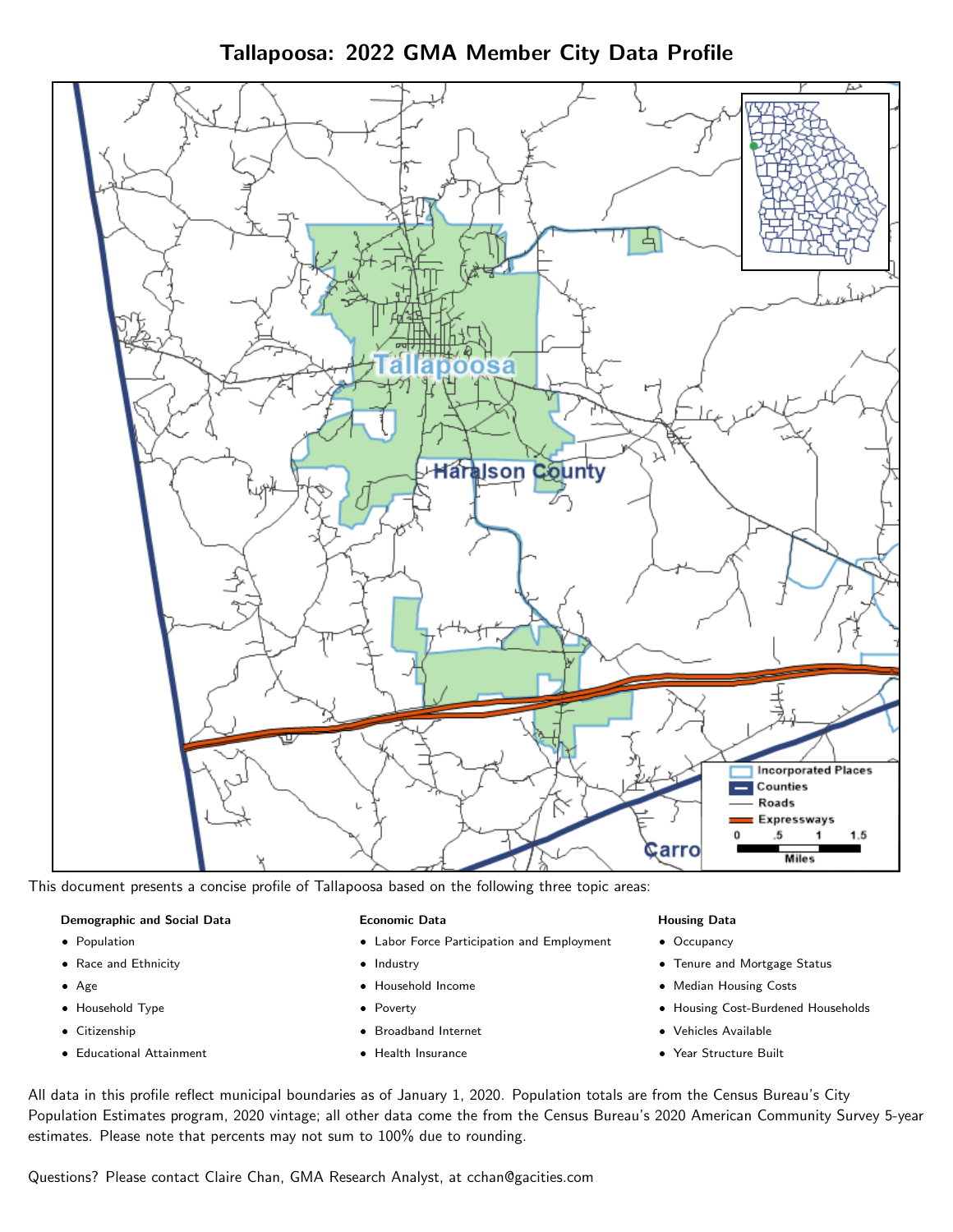# Tallapoosa: 2022 GMA Member City Data Profile

This document presents a concise profile of Tallapoosa based on the following three topic areas:

**Demographic and Social Data**

- Population
- Race and Ethnicity
- Age
- Household Type
- Citizenship
- Educational Attainment

**Economic Data**

- Labor Force Participation and Employment
- Industry
- Household Income
- Poverty
- Broadband Internet
- Health Insurance

**Housing Data**

- Occupancy
- Tenure and Mortgage Status
- Median Housing Costs
- Housing Cost-Burdened Households
- Vehicles Available
- Year Structure Built

All data in this profile reflect municipal boundaries as of January 1, 2020. Population totals are from the Census Bureau's City Population Estimates program, 2020 vintage; all other data come the from the Census Bureau's 2020 American Community Survey 5-year estimates. Please note that percents may not sum to 100% due to rounding.

Questions? Please contact Claire Chan, GMA Research Analyst, at cchan@gacities.com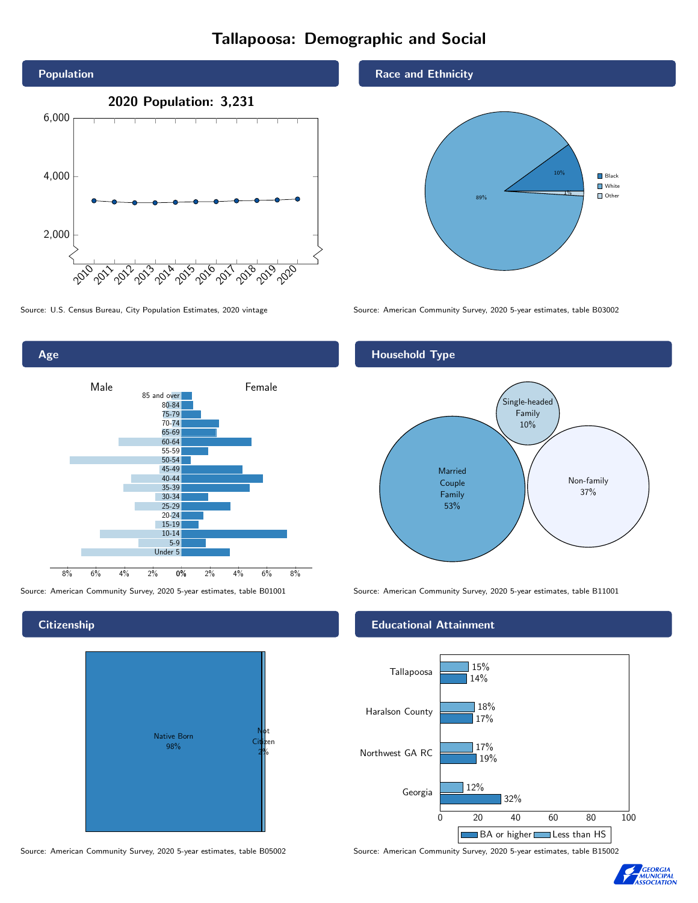# Tallapoosa: Demographic and Social

## Population

2020 Population: 3,231

Source: U.S. Census Bureau, City Population Estimates, 2020 vintage

## Race and Ethnicity

| Race | Share |
|---|---|
| Black | 10% |
| White | 89% |
| Other | 1% |

Source: American Community Survey, 2020 5-year estimates, table B03002

## Age

Source: American Community Survey, 2020 5-year estimates, table B01001

## Household Type

| Household Type | Share |
|---|---|
| Married Couple Family | 53% |
| Single-headed Family | 10% |
| Non-family | 37% |

Source: American Community Survey, 2020 5-year estimates, table B11001

## Citizenship

| Citizenship | Share |
|---|---|
| Native Born | 98% |
| Not Citizen | 2% |

Source: American Community Survey, 2020 5-year estimates, table B05002

## Educational Attainment

| Area | Less than HS | BA or higher |
|---|---|---|
| Tallapoosa | 15% | 14% |
| Haralson County | 18% | 17% |
| Northwest GA RC | 17% | 19% |
| Georgia | 12% | 32% |

Source: American Community Survey, 2020 5-year estimates, table B15002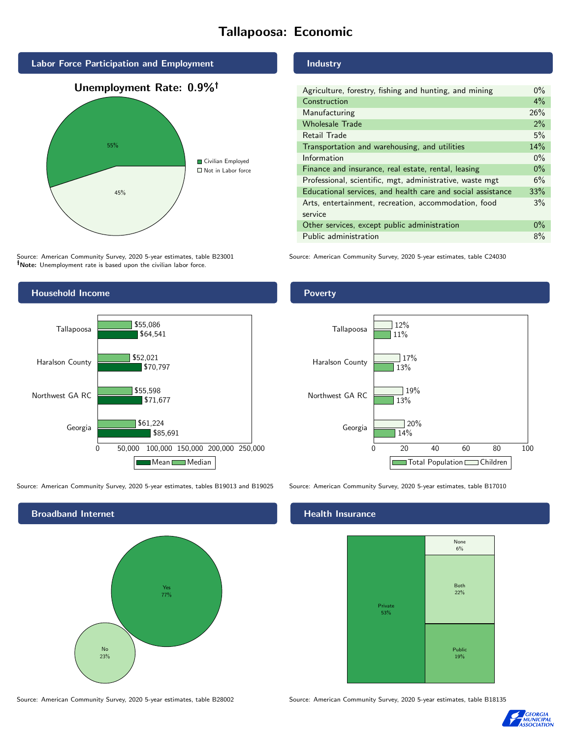# Tallapoosa: Economic

## Labor Force Participation and Employment

**Unemployment Rate: 0.9%†**

| Category | Percent |
|---|---|
| Civilian Employed | 55% |
| Not in Labor force | 45% |

Source: American Community Survey, 2020 5-year estimates, table B23001
**†Note:** Unemployment rate is based upon the civilian labor force.

## Industry

| Industry | Percent |
|---|---|
| Agriculture, forestry, fishing and hunting, and mining | 0% |
| Construction | 4% |
| Manufacturing | 26% |
| Wholesale Trade | 2% |
| Retail Trade | 5% |
| Transportation and warehousing, and utilities | 14% |
| Information | 0% |
| Finance and insurance, real estate, rental, leasing | 0% |
| Professional, scientific, mgt, administrative, waste mgt | 6% |
| Educational services, and health care and social assistance | 33% |
| Arts, entertainment, recreation, accommodation, food service | 3% |
| Other services, except public administration | 0% |
| Public administration | 8% |

Source: American Community Survey, 2020 5-year estimates, table C24030

## Household Income

| | Median | Mean |
|---|---|---|
| Tallapoosa | $55,086 | $64,541 |
| Haralson County | $52,021 | $70,797 |
| Northwest GA RC | $55,598 | $71,677 |
| Georgia | $61,224 | $85,691 |

Source: American Community Survey, 2020 5-year estimates, tables B19013 and B19025

## Poverty

| | Children | Total Population |
|---|---|---|
| Tallapoosa | 12% | 11% |
| Haralson County | 17% | 13% |
| Northwest GA RC | 19% | 13% |
| Georgia | 20% | 14% |

Source: American Community Survey, 2020 5-year estimates, table B17010

## Broadband Internet

| Response | Percent |
|---|---|
| Yes | 77% |
| No | 23% |

Source: American Community Survey, 2020 5-year estimates, table B28002

## Health Insurance

| Type | Percent |
|---|---|
| Private | 53% |
| None | 6% |
| Both | 22% |
| Public | 19% |

Source: American Community Survey, 2020 5-year estimates, table B18135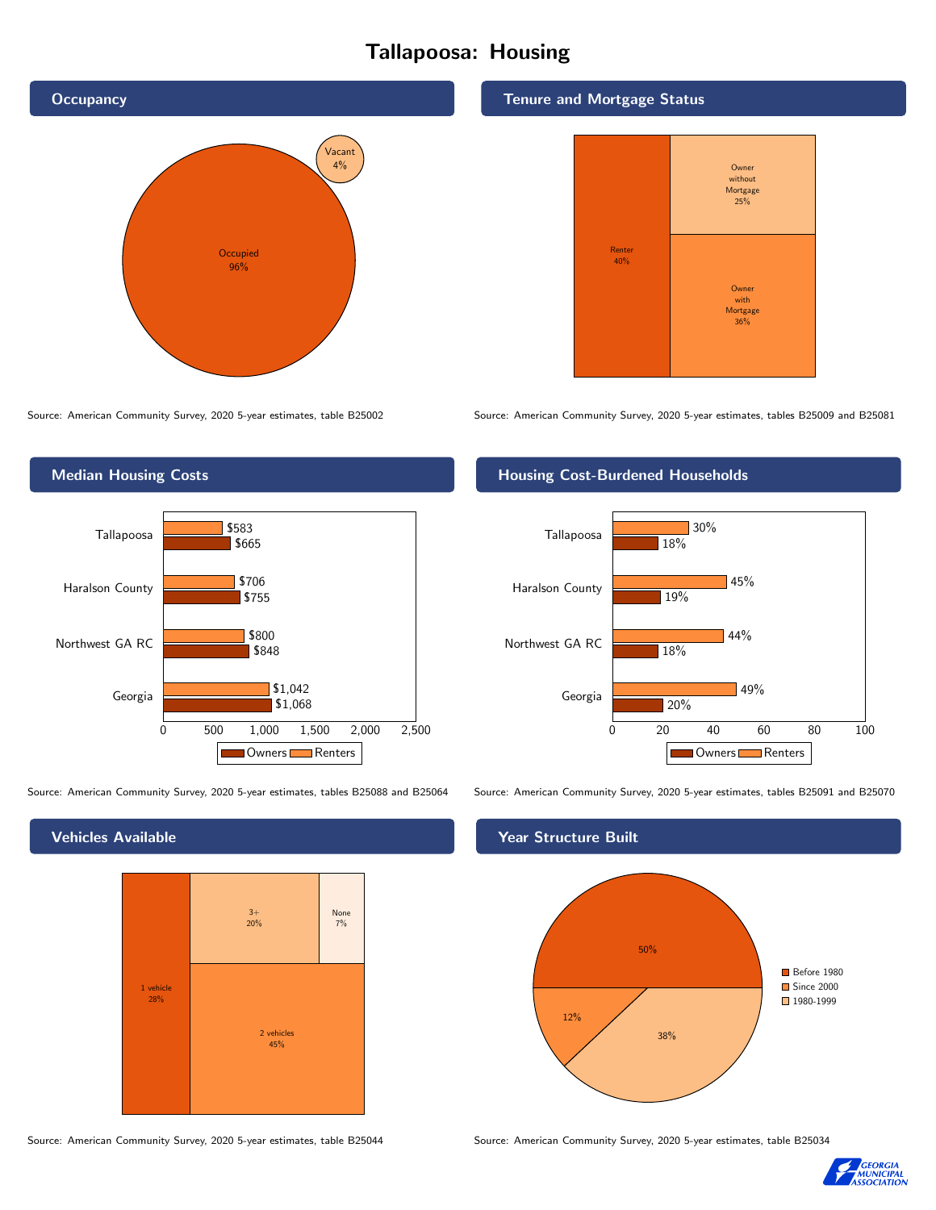# Tallapoosa: Housing

## Occupancy

Vacant
4%

Occupied
96%

Source: American Community Survey, 2020 5-year estimates, table B25002

## Tenure and Mortgage Status

Renter
40%

Owner without Mortgage
25%

Owner with Mortgage
36%

Source: American Community Survey, 2020 5-year estimates, tables B25009 and B25081

## Median Housing Costs

Tallapoosa
$583
$665

Haralson County
$706
$755

Northwest GA RC
$800
$848

Georgia
$1,042
$1,068

0 500 1,000 1,500 2,000 2,500

Owners Renters

Source: American Community Survey, 2020 5-year estimates, tables B25088 and B25064

## Housing Cost-Burdened Households

Tallapoosa
30%
18%

Haralson County
45%
19%

Northwest GA RC
44%
18%

Georgia
49%
20%

0 20 40 60 80 100

Owners Renters

Source: American Community Survey, 2020 5-year estimates, tables B25091 and B25070

## Vehicles Available

1 vehicle
28%

3+
20%

None
7%

2 vehicles
45%

Source: American Community Survey, 2020 5-year estimates, table B25044

## Year Structure Built

50%

12%

38%

Before 1980
Since 2000
1980-1999

Source: American Community Survey, 2020 5-year estimates, table B25034

GEORGIA MUNICIPAL ASSOCIATION